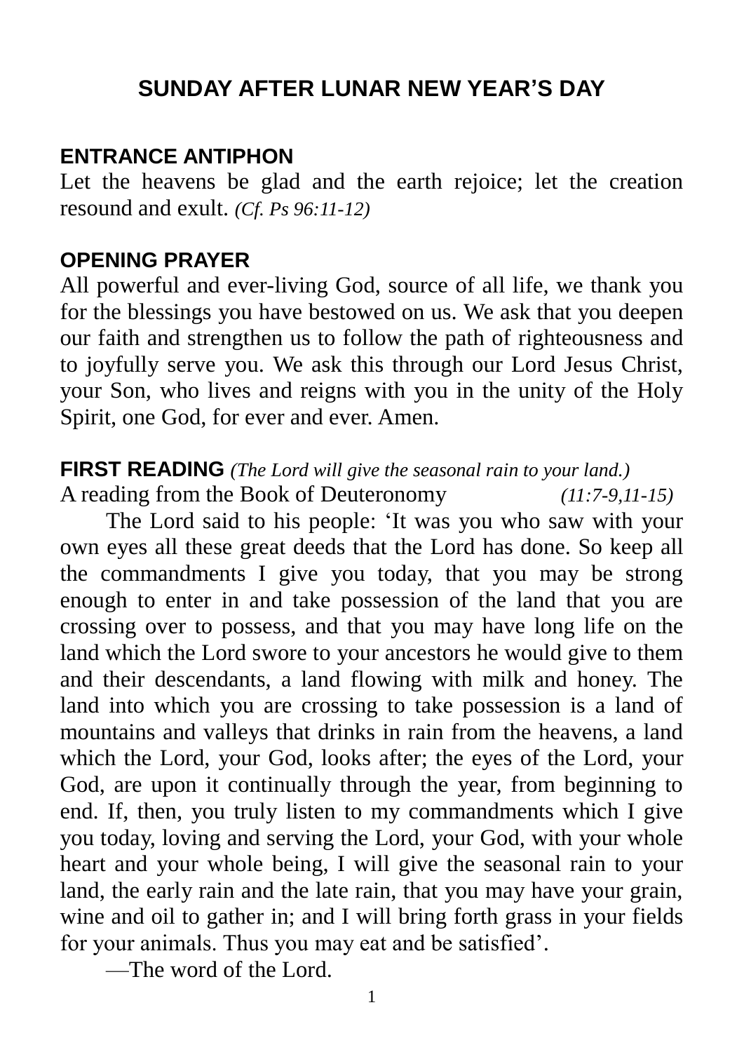# SUNDAY AFTER LUNAR NEW YEAR'S DAY

## ENTRANCE ANTIPHON

Let the heavens be glad and the earth rejoice; let the creation resound and exult. *(Cf. Ps 96:11-12)*

## OPENING PRAYER

All powerful and ever-living God, source of all life, we thank you for the blessings you have bestowed on us. We ask that you deepen our faith and strengthen us to follow the path of righteousness and to joyfully serve you. We ask this through our Lord Jesus Christ, your Son, who lives and reigns with you in the unity of the Holy Spirit, one God, for ever and ever. Amen.

## FIRST READING *(The Lord will give the seasonal rain to your land.)*

A reading from the Book of Deuteronomy *(11:7-9,11-15)*

The Lord said to his people: 'It was you who saw with your own eyes all these great deeds that the Lord has done. So keep all the commandments I give you today, that you may be strong enough to enter in and take possession of the land that you are crossing over to possess, and that you may have long life on the land which the Lord swore to your ancestors he would give to them and their descendants, a land flowing with milk and honey. The land into which you are crossing to take possession is a land of mountains and valleys that drinks in rain from the heavens, a land which the Lord, your God, looks after; the eyes of the Lord, your God, are upon it continually through the year, from beginning to end. If, then, you truly listen to my commandments which I give you today, loving and serving the Lord, your God, with your whole heart and your whole being, I will give the seasonal rain to your land, the early rain and the late rain, that you may have your grain, wine and oil to gather in; and I will bring forth grass in your fields for your animals. Thus you may eat and be satisfied'.

—The word of the Lord.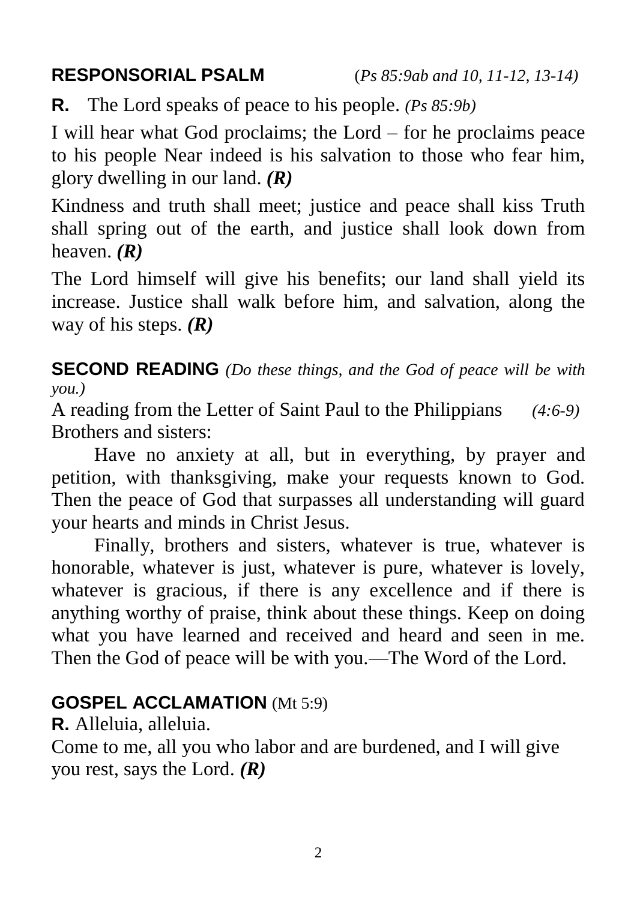**RESPONSORIAL PSALM** (*Ps 85:9ab and 10, 11-12, 13-14)*

**R.** The Lord speaks of peace to his people. *(Ps 85:9b)*

I will hear what God proclaims; the Lord – for he proclaims peace to his people Near indeed is his salvation to those who fear him, glory dwelling in our land. ***(R)***

Kindness and truth shall meet; justice and peace shall kiss Truth shall spring out of the earth, and justice shall look down from heaven. ***(R)***

The Lord himself will give his benefits; our land shall yield its increase. Justice shall walk before him, and salvation, along the way of his steps. ***(R)***

**SECOND READING** *(Do these things, and the God of peace will be with you.)*

A reading from the Letter of Saint Paul to the Philippians *(4:6-9)*

Brothers and sisters:

Have no anxiety at all, but in everything, by prayer and petition, with thanksgiving, make your requests known to God. Then the peace of God that surpasses all understanding will guard your hearts and minds in Christ Jesus.

Finally, brothers and sisters, whatever is true, whatever is honorable, whatever is just, whatever is pure, whatever is lovely, whatever is gracious, if there is any excellence and if there is anything worthy of praise, think about these things. Keep on doing what you have learned and received and heard and seen in me. Then the God of peace will be with you.—The Word of the Lord.

**GOSPEL ACCLAMATION** (Mt 5:9)

**R.** Alleluia, alleluia.

Come to me, all you who labor and are burdened, and I will give you rest, says the Lord. ***(R)***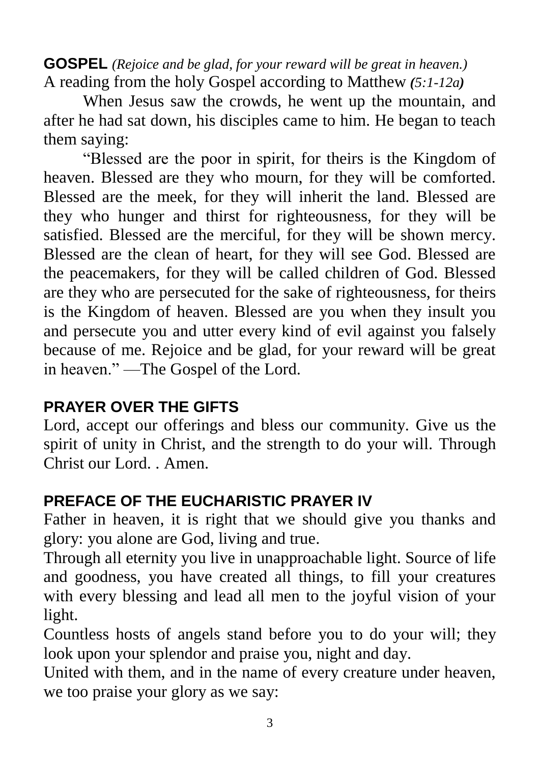**GOSPEL** *(Rejoice and be glad, for your reward will be great in heaven.)*
A reading from the holy Gospel according to Matthew ***(****5:1-12a****)***

When Jesus saw the crowds, he went up the mountain, and after he had sat down, his disciples came to him. He began to teach them saying:

"Blessed are the poor in spirit, for theirs is the Kingdom of heaven. Blessed are they who mourn, for they will be comforted. Blessed are the meek, for they will inherit the land. Blessed are they who hunger and thirst for righteousness, for they will be satisfied. Blessed are the merciful, for they will be shown mercy. Blessed are the clean of heart, for they will see God. Blessed are the peacemakers, for they will be called children of God. Blessed are they who are persecuted for the sake of righteousness, for theirs is the Kingdom of heaven. Blessed are you when they insult you and persecute you and utter every kind of evil against you falsely because of me. Rejoice and be glad, for your reward will be great in heaven." —The Gospel of the Lord.

## PRAYER OVER THE GIFTS

Lord, accept our offerings and bless our community. Give us the spirit of unity in Christ, and the strength to do your will. Through Christ our Lord. . Amen.

## PREFACE OF THE EUCHARISTIC PRAYER IV

Father in heaven, it is right that we should give you thanks and glory: you alone are God, living and true.

Through all eternity you live in unapproachable light. Source of life and goodness, you have created all things, to fill your creatures with every blessing and lead all men to the joyful vision of your light.

Countless hosts of angels stand before you to do your will; they look upon your splendor and praise you, night and day.

United with them, and in the name of every creature under heaven, we too praise your glory as we say: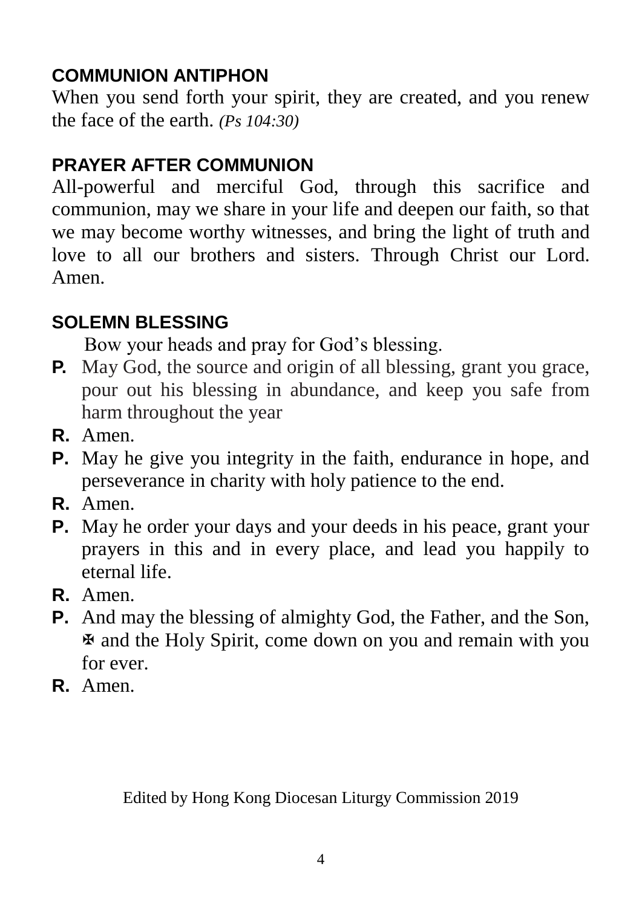## COMMUNION ANTIPHON

When you send forth your spirit, they are created, and you renew the face of the earth. *(Ps 104:30)*

## PRAYER AFTER COMMUNION

All-powerful and merciful God, through this sacrifice and communion, may we share in your life and deepen our faith, so that we may become worthy witnesses, and bring the light of truth and love to all our brothers and sisters. Through Christ our Lord. Amen.

## SOLEMN BLESSING

Bow your heads and pray for God's blessing.

**P.** May God, the source and origin of all blessing, grant you grace, pour out his blessing in abundance, and keep you safe from harm throughout the year

**R.** Amen.

**P.** May he give you integrity in the faith, endurance in hope, and perseverance in charity with holy patience to the end.

**R.** Amen.

**P.** May he order your days and your deeds in his peace, grant your prayers in this and in every place, and lead you happily to eternal life.

**R.** Amen.

**P.** And may the blessing of almighty God, the Father, and the Son, ✠ and the Holy Spirit, come down on you and remain with you for ever.

**R.** Amen.

Edited by Hong Kong Diocesan Liturgy Commission 2019